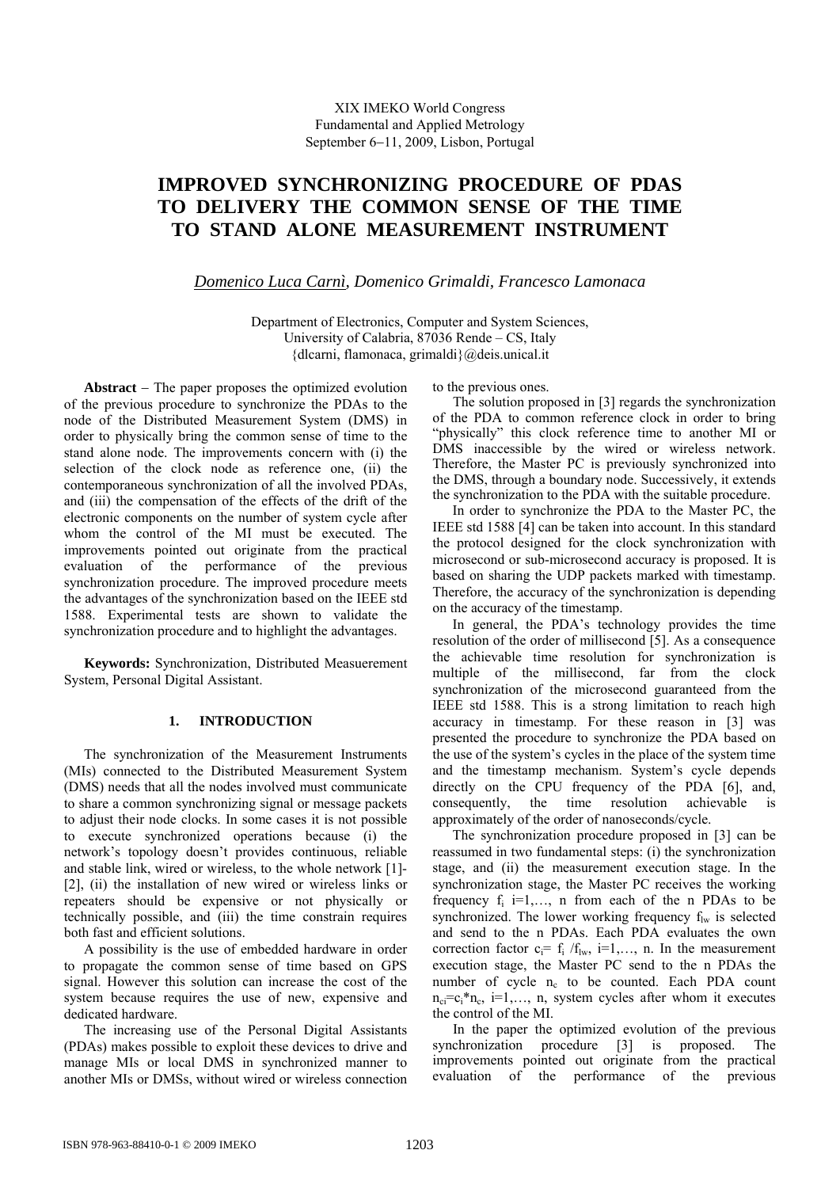XIX IMEKO World Congress
Fundamental and Applied Metrology
September 6−11, 2009, Lisbon, Portugal

# IMPROVED SYNCHRONIZING PROCEDURE OF PDAS TO DELIVERY THE COMMON SENSE OF THE TIME TO STAND ALONE MEASUREMENT INSTRUMENT

*Domenico Luca Carnì, Domenico Grimaldi, Francesco Lamonaca*

Department of Electronics, Computer and System Sciences,
University of Calabria, 87036 Rende – CS, Italy
{dlcarni, flamonaca, grimaldi}@deis.unical.it

**Abstract** − The paper proposes the optimized evolution of the previous procedure to synchronize the PDAs to the node of the Distributed Measurement System (DMS) in order to physically bring the common sense of time to the stand alone node. The improvements concern with (i) the selection of the clock node as reference one, (ii) the contemporaneous synchronization of all the involved PDAs, and (iii) the compensation of the effects of the drift of the electronic components on the number of system cycle after whom the control of the MI must be executed. The improvements pointed out originate from the practical evaluation of the performance of the previous synchronization procedure. The improved procedure meets the advantages of the synchronization based on the IEEE std 1588. Experimental tests are shown to validate the synchronization procedure and to highlight the advantages.

**Keywords:** Synchronization, Distributed Measuerement System, Personal Digital Assistant.

## 1. INTRODUCTION

The synchronization of the Measurement Instruments (MIs) connected to the Distributed Measurement System (DMS) needs that all the nodes involved must communicate to share a common synchronizing signal or message packets to adjust their node clocks. In some cases it is not possible to execute synchronized operations because (i) the network's topology doesn't provides continuous, reliable and stable link, wired or wireless, to the whole network [1]-[2], (ii) the installation of new wired or wireless links or repeaters should be expensive or not physically or technically possible, and (iii) the time constrain requires both fast and efficient solutions.

A possibility is the use of embedded hardware in order to propagate the common sense of time based on GPS signal. However this solution can increase the cost of the system because requires the use of new, expensive and dedicated hardware.

The increasing use of the Personal Digital Assistants (PDAs) makes possible to exploit these devices to drive and manage MIs or local DMS in synchronized manner to another MIs or DMSs, without wired or wireless connection to the previous ones.

The solution proposed in [3] regards the synchronization of the PDA to common reference clock in order to bring "physically" this clock reference time to another MI or DMS inaccessible by the wired or wireless network. Therefore, the Master PC is previously synchronized into the DMS, through a boundary node. Successively, it extends the synchronization to the PDA with the suitable procedure.

In order to synchronize the PDA to the Master PC, the IEEE std 1588 [4] can be taken into account. In this standard the protocol designed for the clock synchronization with microsecond or sub-microsecond accuracy is proposed. It is based on sharing the UDP packets marked with timestamp. Therefore, the accuracy of the synchronization is depending on the accuracy of the timestamp.

In general, the PDA's technology provides the time resolution of the order of millisecond [5]. As a consequence the achievable time resolution for synchronization is multiple of the millisecond, far from the clock synchronization of the microsecond guaranteed from the IEEE std 1588. This is a strong limitation to reach high accuracy in timestamp. For these reason in [3] was presented the procedure to synchronize the PDA based on the use of the system's cycles in the place of the system time and the timestamp mechanism. System's cycle depends directly on the CPU frequency of the PDA [6], and, consequently, the time resolution achievable is approximately of the order of nanoseconds/cycle.

The synchronization procedure proposed in [3] can be reassumed in two fundamental steps: (i) the synchronization stage, and (ii) the measurement execution stage. In the synchronization stage, the Master PC receives the working frequency $f_i$ i=1,…, n from each of the n PDAs to be synchronized. The lower working frequency $f_{lw}$ is selected and send to the n PDAs. Each PDA evaluates the own correction factor $c_i = f_i / f_{lw}$, i=1,…, n. In the measurement execution stage, the Master PC send to the n PDAs the number of cycle $n_c$ to be counted. Each PDA count $n_{ci}=c_i * n_c$, i=1,…, n, system cycles after whom it executes the control of the MI.

In the paper the optimized evolution of the previous synchronization procedure [3] is proposed. The improvements pointed out originate from the practical evaluation of the performance of the previous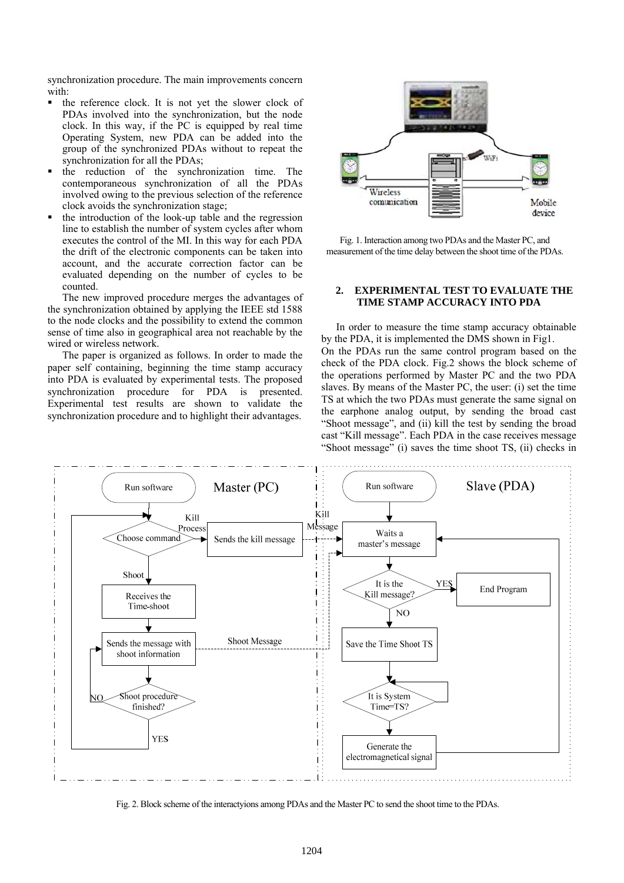synchronization procedure. The main improvements concern with:

- the reference clock. It is not yet the slower clock of PDAs involved into the synchronization, but the node clock. In this way, if the PC is equipped by real time Operating System, new PDA can be added into the group of the synchronized PDAs without to repeat the synchronization for all the PDAs;
- the reduction of the synchronization time. The contemporaneous synchronization of all the PDAs involved owing to the previous selection of the reference clock avoids the synchronization stage;
- the introduction of the look-up table and the regression line to establish the number of system cycles after whom executes the control of the MI. In this way for each PDA the drift of the electronic components can be taken into account, and the accurate correction factor can be evaluated depending on the number of cycles to be counted.

The new improved procedure merges the advantages of the synchronization obtained by applying the IEEE std 1588 to the node clocks and the possibility to extend the common sense of time also in geographical area not reachable by the wired or wireless network.

The paper is organized as follows. In order to made the paper self containing, beginning the time stamp accuracy into PDA is evaluated by experimental tests. The proposed synchronization procedure for PDA is presented. Experimental test results are shown to validate the synchronization procedure and to highlight their advantages.

Fig. 1. Interaction among two PDAs and the Master PC, and measurement of the time delay between the shoot time of the PDAs.

## 2. EXPERIMENTAL TEST TO EVALUATE THE TIME STAMP ACCURACY INTO PDA

In order to measure the time stamp accuracy obtainable by the PDA, it is implemented the DMS shown in Fig1.
On the PDAs run the same control program based on the check of the PDA clock. Fig.2 shows the block scheme of the operations performed by Master PC and the two PDA slaves. By means of the Master PC, the user: (i) set the time TS at which the two PDAs must generate the same signal on the earphone analog output, by sending the broad cast "Shoot message", and (ii) kill the test by sending the broad cast "Kill message". Each PDA in the case receives message "Shoot message" (i) saves the time shoot TS, (ii) checks in

Fig. 2. Block scheme of the interactyions among PDAs and the Master PC to send the shoot time to the PDAs.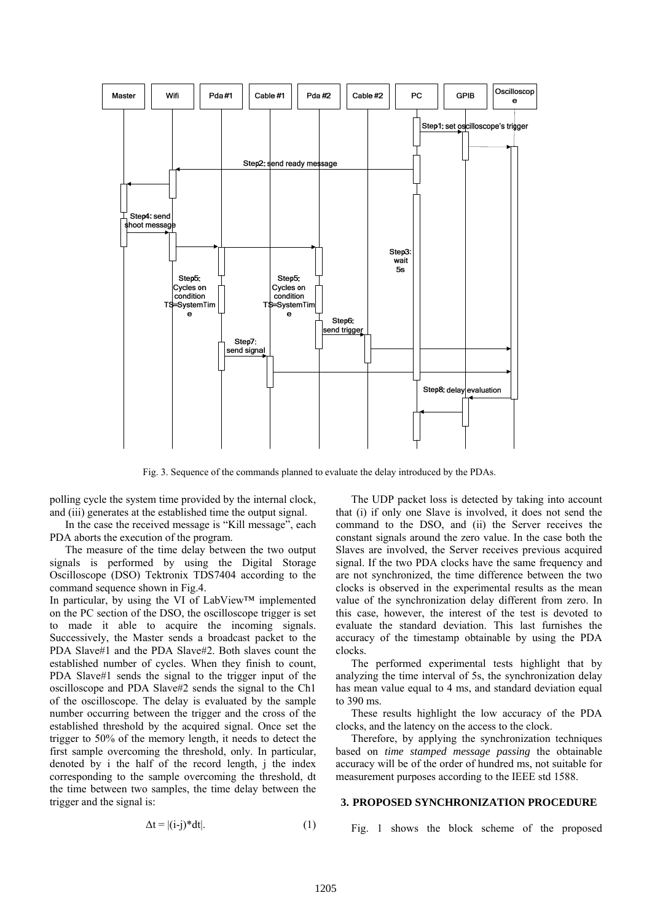Fig. 3. Sequence of the commands planned to evaluate the delay introduced by the PDAs.

polling cycle the system time provided by the internal clock, and (iii) generates at the established time the output signal.

In the case the received message is "Kill message", each PDA aborts the execution of the program.

The measure of the time delay between the two output signals is performed by using the Digital Storage Oscilloscope (DSO) Tektronix TDS7404 according to the command sequence shown in Fig.4.

In particular, by using the VI of LabView™ implemented on the PC section of the DSO, the oscilloscope trigger is set to made it able to acquire the incoming signals. Successively, the Master sends a broadcast packet to the PDA Slave#1 and the PDA Slave#2. Both slaves count the established number of cycles. When they finish to count, PDA Slave#1 sends the signal to the trigger input of the oscilloscope and PDA Slave#2 sends the signal to the Ch1 of the oscilloscope. The delay is evaluated by the sample number occurring between the trigger and the cross of the established threshold by the acquired signal. Once set the trigger to 50% of the memory length, it needs to detect the first sample overcoming the threshold, only. In particular, denoted by i the half of the record length, j the index corresponding to the sample overcoming the threshold, dt the time between two samples, the time delay between the trigger and the signal is:

$$\Delta t = |(i-j)*dt|. \qquad (1)$$

The UDP packet loss is detected by taking into account that (i) if only one Slave is involved, it does not send the command to the DSO, and (ii) the Server receives the constant signals around the zero value. In the case both the Slaves are involved, the Server receives previous acquired signal. If the two PDA clocks have the same frequency and are not synchronized, the time difference between the two clocks is observed in the experimental results as the mean value of the synchronization delay different from zero. In this case, however, the interest of the test is devoted to evaluate the standard deviation. This last furnishes the accuracy of the timestamp obtainable by using the PDA clocks.

The performed experimental tests highlight that by analyzing the time interval of 5s, the synchronization delay has mean value equal to 4 ms, and standard deviation equal to 390 ms.

These results highlight the low accuracy of the PDA clocks, and the latency on the access to the clock.

Therefore, by applying the synchronization techniques based on *time stamped message passing* the obtainable accuracy will be of the order of hundred ms, not suitable for measurement purposes according to the IEEE std 1588.

## 3. PROPOSED SYNCHRONIZATION PROCEDURE

Fig. 1 shows the block scheme of the proposed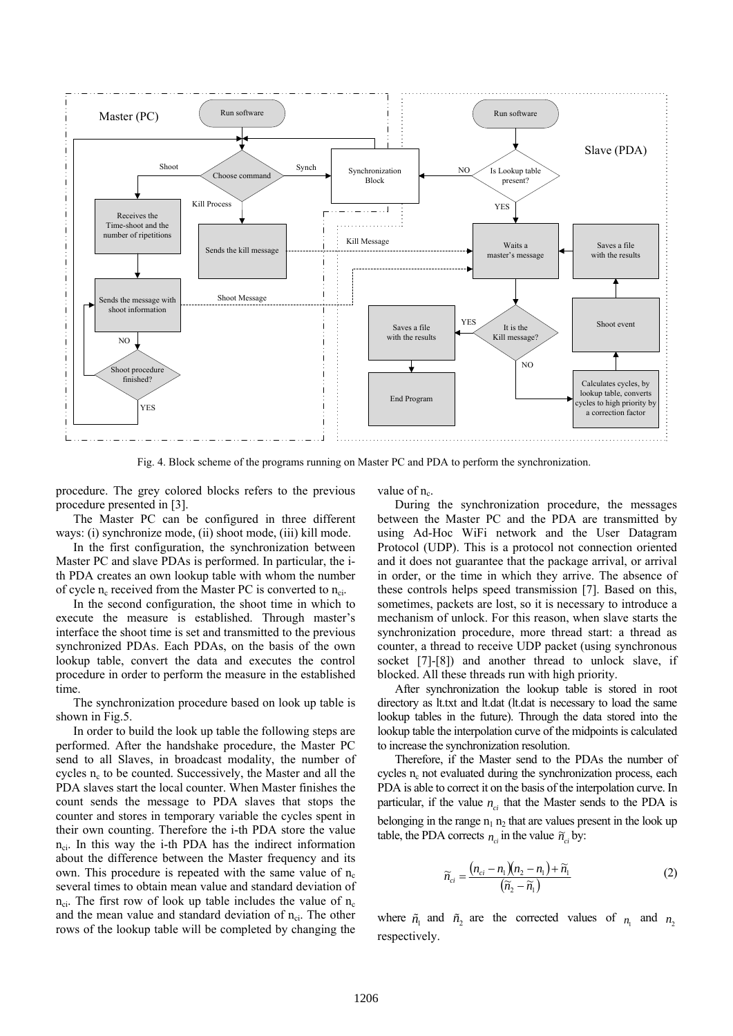Fig. 4. Block scheme of the programs running on Master PC and PDA to perform the synchronization.

procedure. The grey colored blocks refers to the previous procedure presented in [3].

The Master PC can be configured in three different ways: (i) synchronize mode, (ii) shoot mode, (iii) kill mode.

In the first configuration, the synchronization between Master PC and slave PDAs is performed. In particular, the i-th PDA creates an own lookup table with whom the number of cycle $n_c$ received from the Master PC is converted to $n_{ci}$.

In the second configuration, the shoot time in which to execute the measure is established. Through master's interface the shoot time is set and transmitted to the previous synchronized PDAs. Each PDAs, on the basis of the own lookup table, convert the data and executes the control procedure in order to perform the measure in the established time.

The synchronization procedure based on look up table is shown in Fig.5.

In order to build the look up table the following steps are performed. After the handshake procedure, the Master PC send to all Slaves, in broadcast modality, the number of cycles $n_c$ to be counted. Successively, the Master and all the PDA slaves start the local counter. When Master finishes the count sends the message to PDA slaves that stops the counter and stores in temporary variable the cycles spent in their own counting. Therefore the i-th PDA store the value $n_{ci}$. In this way the i-th PDA has the indirect information about the difference between the Master frequency and its own. This procedure is repeated with the same value of $n_c$ several times to obtain mean value and standard deviation of $n_{ci}$. The first row of look up table includes the value of $n_c$ and the mean value and standard deviation of $n_{ci}$. The other rows of the lookup table will be completed by changing the value of $n_c$.

During the synchronization procedure, the messages between the Master PC and the PDA are transmitted by using Ad-Hoc WiFi network and the User Datagram Protocol (UDP). This is a protocol not connection oriented and it does not guarantee that the package arrival, or arrival in order, or the time in which they arrive. The absence of these controls helps speed transmission [7]. Based on this, sometimes, packets are lost, so it is necessary to introduce a mechanism of unlock. For this reason, when slave starts the synchronization procedure, more thread start: a thread as counter, a thread to receive UDP packet (using synchronous socket [7]-[8]) and another thread to unlock slave, if blocked. All these threads run with high priority.

After synchronization the lookup table is stored in root directory as lt.txt and lt.dat (lt.dat is necessary to load the same lookup tables in the future). Through the data stored into the lookup table the interpolation curve of the midpoints is calculated to increase the synchronization resolution.

Therefore, if the Master send to the PDAs the number of cycles $n_c$ not evaluated during the synchronization process, each PDA is able to correct it on the basis of the interpolation curve. In particular, if the value $n_{ci}$ that the Master sends to the PDA is belonging in the range $n_1$ $n_2$ that are values present in the look up table, the PDA corrects $n_{ci}$ in the value $\tilde{n}_{ci}$ by:

$$\tilde{n}_{ci} = \frac{(n_{ci} - n_1)(n_2 - n_1) + \tilde{n}_1}{(\tilde{n}_2 - \tilde{n}_1)} \tag{2}$$

where $\tilde{n}_1$ and $\tilde{n}_2$ are the corrected values of $n_1$ and $n_2$ respectively.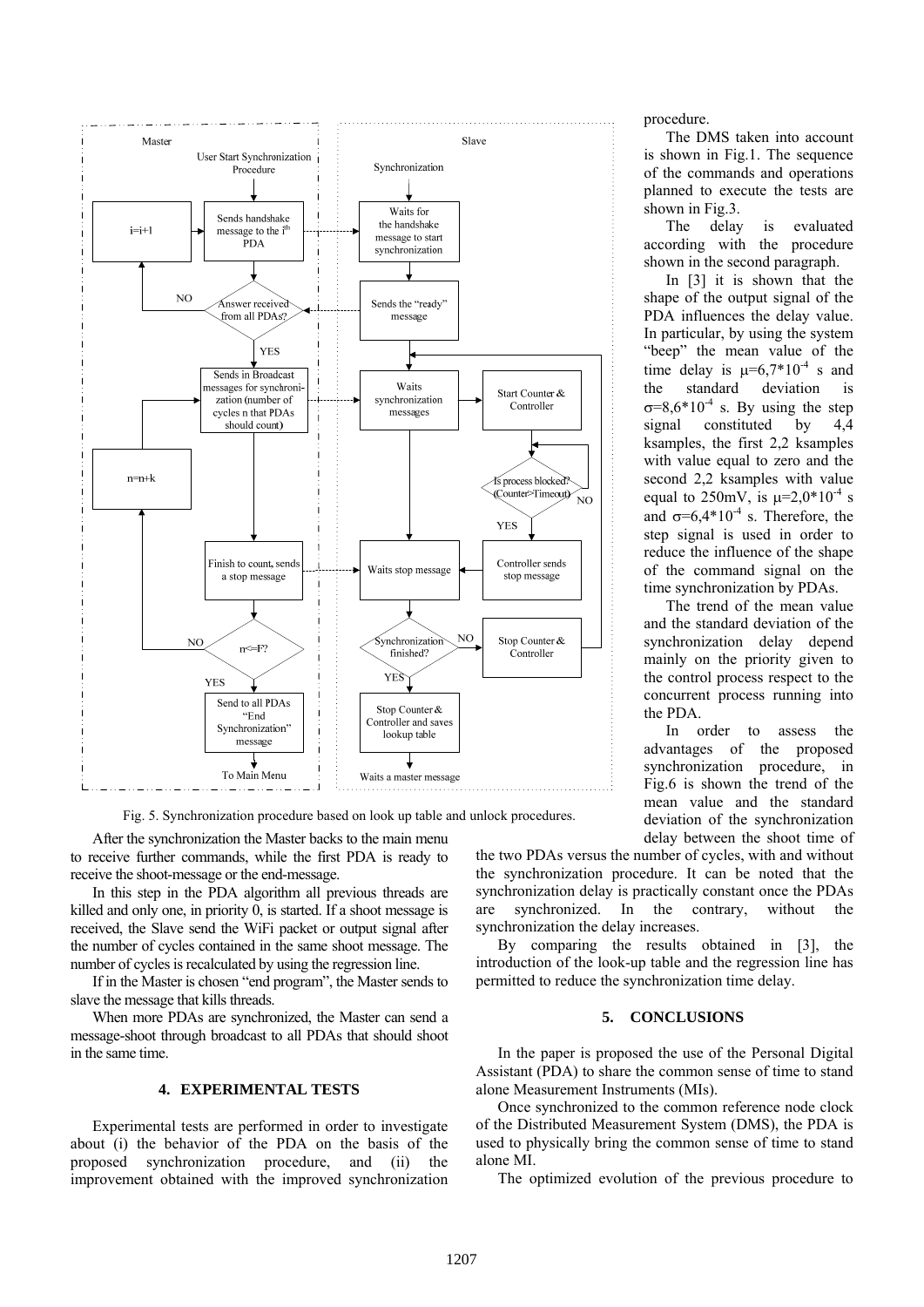Fig. 5. Synchronization procedure based on look up table and unlock procedures.

procedure.

The DMS taken into account is shown in Fig.1. The sequence of the commands and operations planned to execute the tests are shown in Fig.3.

The delay is evaluated according with the procedure shown in the second paragraph.

In [3] it is shown that the shape of the output signal of the PDA influences the delay value. In particular, by using the system "beep" the mean value of the time delay is $\mu$=6,7*10$^{-4}$ s and the standard deviation is $\sigma$=8,6*10$^{-4}$ s. By using the step signal constituted by 4,4 ksamples, the first 2,2 ksamples with value equal to zero and the second 2,2 ksamples with value equal to 250mV, is $\mu$=2,0*10$^{-4}$ s and $\sigma$=6,4*10$^{-4}$ s. Therefore, the step signal is used in order to reduce the influence of the shape of the command signal on the time synchronization by PDAs.

The trend of the mean value and the standard deviation of the synchronization delay depend mainly on the priority given to the control process respect to the concurrent process running into the PDA.

In order to assess the advantages of the proposed synchronization procedure, in Fig.6 is shown the trend of the mean value and the standard deviation of the synchronization delay between the shoot time of the two PDAs versus the number of cycles, with and without the synchronization procedure. It can be noted that the synchronization delay is practically constant once the PDAs are synchronized. In the contrary, without the synchronization the delay increases.

By comparing the results obtained in [3], the introduction of the look-up table and the regression line has permitted to reduce the synchronization time delay.

After the synchronization the Master backs to the main menu to receive further commands, while the first PDA is ready to receive the shoot-message or the end-message.

In this step in the PDA algorithm all previous threads are killed and only one, in priority 0, is started. If a shoot message is received, the Slave send the WiFi packet or output signal after the number of cycles contained in the same shoot message. The number of cycles is recalculated by using the regression line.

If in the Master is chosen "end program", the Master sends to slave the message that kills threads.

When more PDAs are synchronized, the Master can send a message-shoot through broadcast to all PDAs that should shoot in the same time.

## 4. EXPERIMENTAL TESTS

Experimental tests are performed in order to investigate about (i) the behavior of the PDA on the basis of the proposed synchronization procedure, and (ii) the improvement obtained with the improved synchronization

## 5. CONCLUSIONS

In the paper is proposed the use of the Personal Digital Assistant (PDA) to share the common sense of time to stand alone Measurement Instruments (MIs).

Once synchronized to the common reference node clock of the Distributed Measurement System (DMS), the PDA is used to physically bring the common sense of time to stand alone MI.

The optimized evolution of the previous procedure to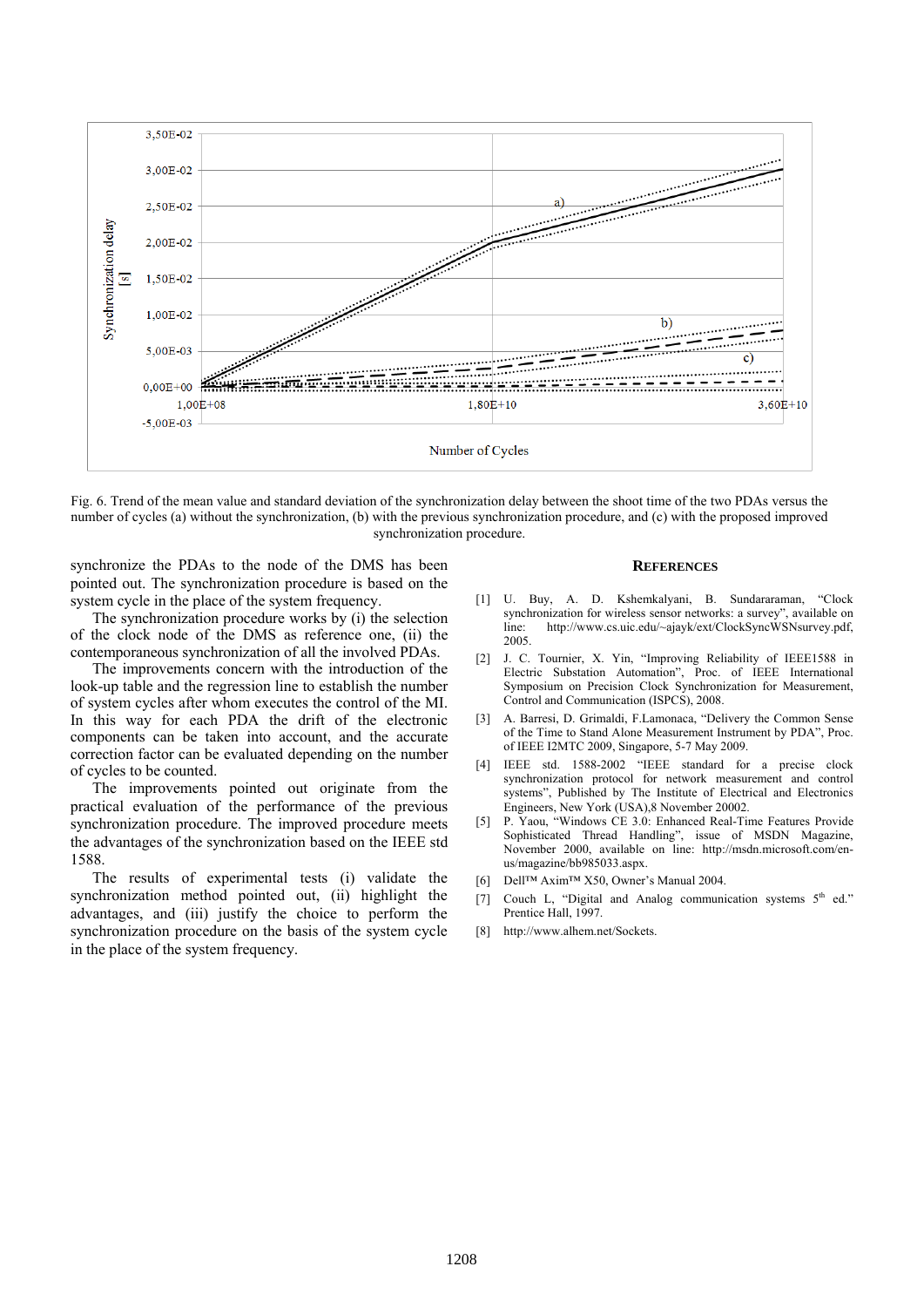3,50E-02
3,00E-02
2,50E-02
2,00E-02
1,50E-02
1,00E-02
5,00E-03
0,00E+00
-5,00E-03

Synchronization delay [s]

1,00E+08
1,80E+10
3,60E+10

Number of Cycles

a)
b)
c)

Fig. 6. Trend of the mean value and standard deviation of the synchronization delay between the shoot time of the two PDAs versus the number of cycles (a) without the synchronization, (b) with the previous synchronization procedure, and (c) with the proposed improved synchronization procedure.

synchronize the PDAs to the node of the DMS has been pointed out. The synchronization procedure is based on the system cycle in the place of the system frequency.

The synchronization procedure works by (i) the selection of the clock node of the DMS as reference one, (ii) the contemporaneous synchronization of all the involved PDAs.

The improvements concern with the introduction of the look-up table and the regression line to establish the number of system cycles after whom executes the control of the MI. In this way for each PDA the drift of the electronic components can be taken into account, and the accurate correction factor can be evaluated depending on the number of cycles to be counted.

The improvements pointed out originate from the practical evaluation of the performance of the previous synchronization procedure. The improved procedure meets the advantages of the synchronization based on the IEEE std 1588.

The results of experimental tests (i) validate the synchronization method pointed out, (ii) highlight the advantages, and (iii) justify the choice to perform the synchronization procedure on the basis of the system cycle in the place of the system frequency.

## References

[1] U. Buy, A. D. Kshemkalyani, B. Sundararaman, "Clock synchronization for wireless sensor networks: a survey", available on line: http://www.cs.uic.edu/~ajayk/ext/ClockSyncWSNsurvey.pdf, 2005.

[2] J. C. Tournier, X. Yin, "Improving Reliability of IEEE1588 in Electric Substation Automation", Proc. of IEEE International Symposium on Precision Clock Synchronization for Measurement, Control and Communication (ISPCS), 2008.

[3] A. Barresi, D. Grimaldi, F.Lamonaca, "Delivery the Common Sense of the Time to Stand Alone Measurement Instrument by PDA", Proc. of IEEE I2MTC 2009, Singapore, 5-7 May 2009.

[4] IEEE std. 1588-2002 "IEEE standard for a precise clock synchronization protocol for network measurement and control systems", Published by The Institute of Electrical and Electronics Engineers, New York (USA),8 November 20002.

[5] P. Yaou, "Windows CE 3.0: Enhanced Real-Time Features Provide Sophisticated Thread Handling", issue of MSDN Magazine, November 2000, available on line: http://msdn.microsoft.com/en-us/magazine/bb985033.aspx.

[6] Dell™ Axim™ X50, Owner's Manual 2004.

[7] Couch L, "Digital and Analog communication systems 5th ed." Prentice Hall, 1997.

[8] http://www.alhem.net/Sockets.